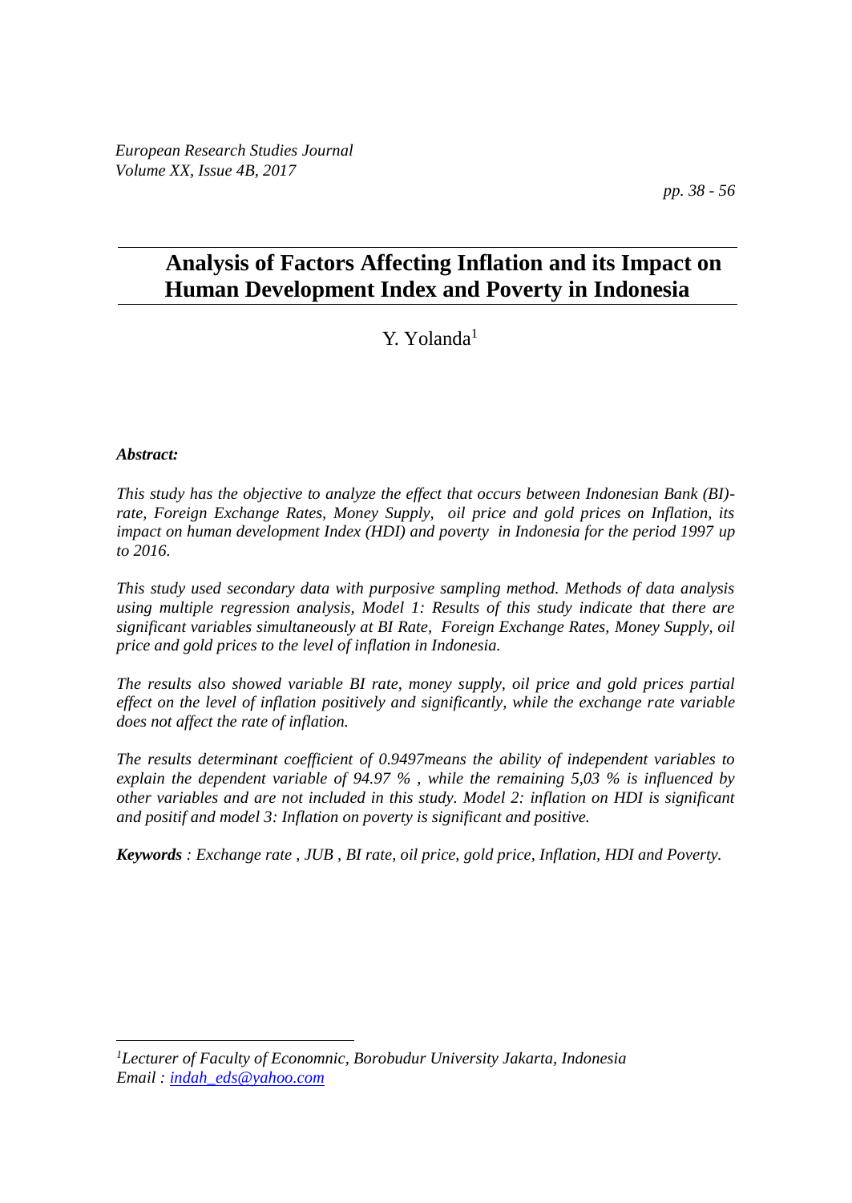# Analysis of Factors Affecting Inflation and its Impact on Human Development Index and Poverty in Indonesia

Y. Yolanda[1]

***Abstract:***

*This study has the objective to analyze the effect that occurs between Indonesian Bank (BI)-rate, Foreign Exchange Rates, Money Supply, oil price and gold prices on Inflation, its impact on human development Index (HDI) and poverty in Indonesia for the period 1997 up to 2016.*

*This study used secondary data with purposive sampling method. Methods of data analysis using multiple regression analysis, Model 1: Results of this study indicate that there are significant variables simultaneously at BI Rate, Foreign Exchange Rates, Money Supply, oil price and gold prices to the level of inflation in Indonesia.*

*The results also showed variable BI rate, money supply, oil price and gold prices partial effect on the level of inflation positively and significantly, while the exchange rate variable does not affect the rate of inflation.*

*The results determinant coefficient of 0.9497means the ability of independent variables to explain the dependent variable of 94.97 % , while the remaining 5,03 % is influenced by other variables and are not included in this study. Model 2: inflation on HDI is significant and positif and model 3: Inflation on poverty is significant and positive.*

***Keywords** : Exchange rate , JUB , BI rate, oil price, gold price, Inflation, HDI and Poverty.*

---

*[1]Lecturer of Faculty of Economnic, Borobudur University Jakarta, Indonesia*
*Email : indah_eds@yahoo.com*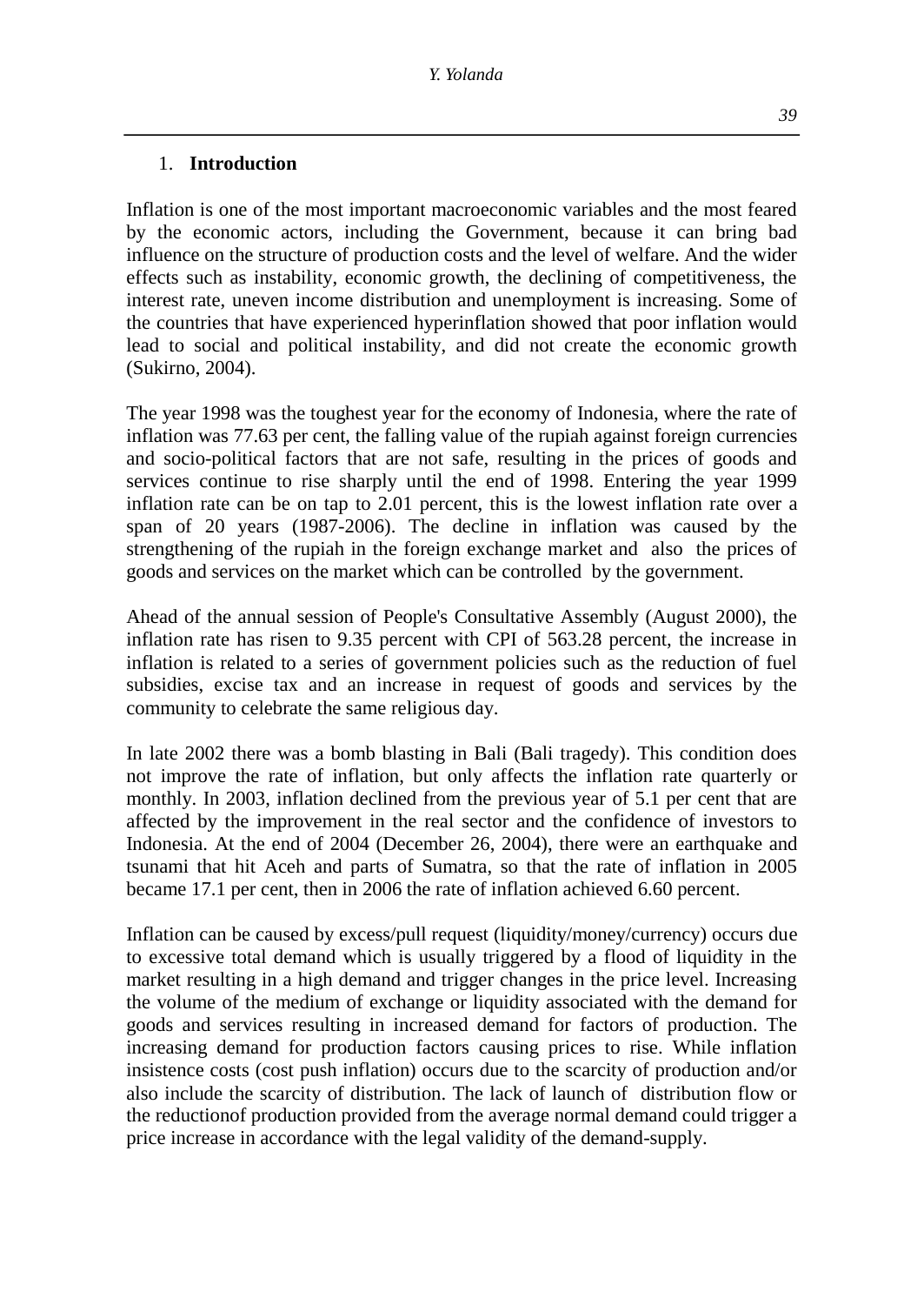## 1. **Introduction**

Inflation is one of the most important macroeconomic variables and the most feared by the economic actors, including the Government, because it can bring bad influence on the structure of production costs and the level of welfare. And the wider effects such as instability, economic growth, the declining of competitiveness, the interest rate, uneven income distribution and unemployment is increasing. Some of the countries that have experienced hyperinflation showed that poor inflation would lead to social and political instability, and did not create the economic growth (Sukirno, 2004).

The year 1998 was the toughest year for the economy of Indonesia, where the rate of inflation was 77.63 per cent, the falling value of the rupiah against foreign currencies and socio-political factors that are not safe, resulting in the prices of goods and services continue to rise sharply until the end of 1998. Entering the year 1999 inflation rate can be on tap to 2.01 percent, this is the lowest inflation rate over a span of 20 years (1987-2006). The decline in inflation was caused by the strengthening of the rupiah in the foreign exchange market and also the prices of goods and services on the market which can be controlled by the government.

Ahead of the annual session of People's Consultative Assembly (August 2000), the inflation rate has risen to 9.35 percent with CPI of 563.28 percent, the increase in inflation is related to a series of government policies such as the reduction of fuel subsidies, excise tax and an increase in request of goods and services by the community to celebrate the same religious day.

In late 2002 there was a bomb blasting in Bali (Bali tragedy). This condition does not improve the rate of inflation, but only affects the inflation rate quarterly or monthly. In 2003, inflation declined from the previous year of 5.1 per cent that are affected by the improvement in the real sector and the confidence of investors to Indonesia. At the end of 2004 (December 26, 2004), there were an earthquake and tsunami that hit Aceh and parts of Sumatra, so that the rate of inflation in 2005 became 17.1 per cent, then in 2006 the rate of inflation achieved 6.60 percent.

Inflation can be caused by excess/pull request (liquidity/money/currency) occurs due to excessive total demand which is usually triggered by a flood of liquidity in the market resulting in a high demand and trigger changes in the price level. Increasing the volume of the medium of exchange or liquidity associated with the demand for goods and services resulting in increased demand for factors of production. The increasing demand for production factors causing prices to rise. While inflation insistence costs (cost push inflation) occurs due to the scarcity of production and/or also include the scarcity of distribution. The lack of launch of distribution flow or the reductionof production provided from the average normal demand could trigger a price increase in accordance with the legal validity of the demand-supply.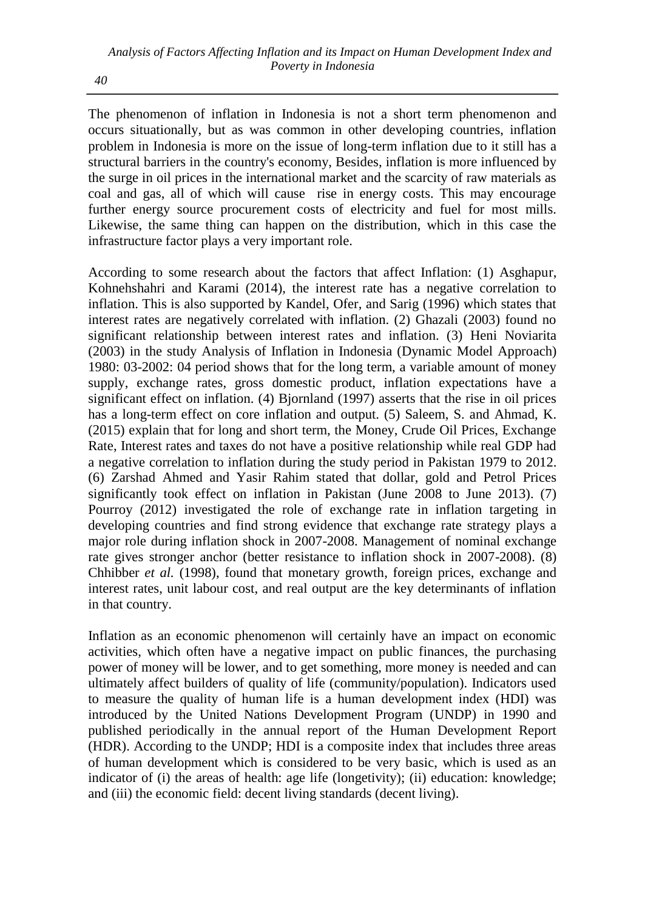The phenomenon of inflation in Indonesia is not a short term phenomenon and occurs situationally, but as was common in other developing countries, inflation problem in Indonesia is more on the issue of long-term inflation due to it still has a structural barriers in the country's economy, Besides, inflation is more influenced by the surge in oil prices in the international market and the scarcity of raw materials as coal and gas, all of which will cause rise in energy costs. This may encourage further energy source procurement costs of electricity and fuel for most mills. Likewise, the same thing can happen on the distribution, which in this case the infrastructure factor plays a very important role.

According to some research about the factors that affect Inflation: (1) Asghapur, Kohnehshahri and Karami (2014), the interest rate has a negative correlation to inflation. This is also supported by Kandel, Ofer, and Sarig (1996) which states that interest rates are negatively correlated with inflation. (2) Ghazali (2003) found no significant relationship between interest rates and inflation. (3) Heni Noviarita (2003) in the study Analysis of Inflation in Indonesia (Dynamic Model Approach) 1980: 03-2002: 04 period shows that for the long term, a variable amount of money supply, exchange rates, gross domestic product, inflation expectations have a significant effect on inflation. (4) Bjornland (1997) asserts that the rise in oil prices has a long-term effect on core inflation and output. (5) Saleem, S. and Ahmad, K. (2015) explain that for long and short term, the Money, Crude Oil Prices, Exchange Rate, Interest rates and taxes do not have a positive relationship while real GDP had a negative correlation to inflation during the study period in Pakistan 1979 to 2012. (6) Zarshad Ahmed and Yasir Rahim stated that dollar, gold and Petrol Prices significantly took effect on inflation in Pakistan (June 2008 to June 2013). (7) Pourroy (2012) investigated the role of exchange rate in inflation targeting in developing countries and find strong evidence that exchange rate strategy plays a major role during inflation shock in 2007-2008. Management of nominal exchange rate gives stronger anchor (better resistance to inflation shock in 2007-2008). (8) Chhibber *et al.* (1998), found that monetary growth, foreign prices, exchange and interest rates, unit labour cost, and real output are the key determinants of inflation in that country.

Inflation as an economic phenomenon will certainly have an impact on economic activities, which often have a negative impact on public finances, the purchasing power of money will be lower, and to get something, more money is needed and can ultimately affect builders of quality of life (community/population). Indicators used to measure the quality of human life is a human development index (HDI) was introduced by the United Nations Development Program (UNDP) in 1990 and published periodically in the annual report of the Human Development Report (HDR). According to the UNDP; HDI is a composite index that includes three areas of human development which is considered to be very basic, which is used as an indicator of (i) the areas of health: age life (longetivity); (ii) education: knowledge; and (iii) the economic field: decent living standards (decent living).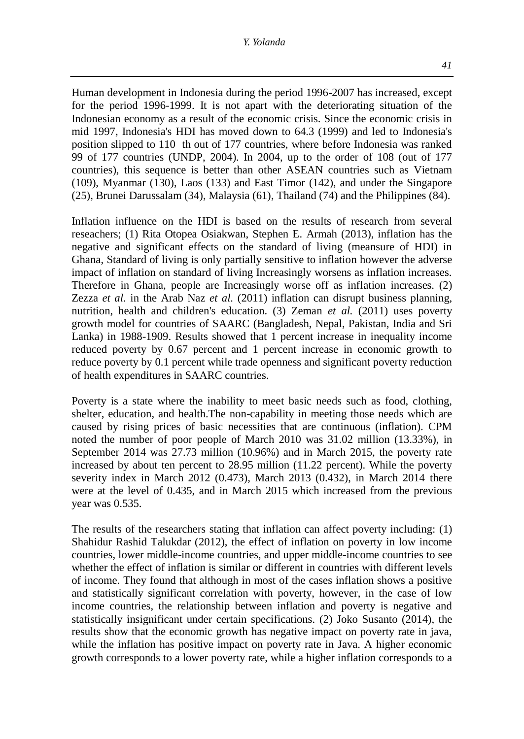Human development in Indonesia during the period 1996-2007 has increased, except for the period 1996-1999. It is not apart with the deteriorating situation of the Indonesian economy as a result of the economic crisis. Since the economic crisis in mid 1997, Indonesia's HDI has moved down to 64.3 (1999) and led to Indonesia's position slipped to 110 th out of 177 countries, where before Indonesia was ranked 99 of 177 countries (UNDP, 2004). In 2004, up to the order of 108 (out of 177 countries), this sequence is better than other ASEAN countries such as Vietnam (109), Myanmar (130), Laos (133) and East Timor (142), and under the Singapore (25), Brunei Darussalam (34), Malaysia (61), Thailand (74) and the Philippines (84).

Inflation influence on the HDI is based on the results of research from several reseachers; (1) Rita Otopea Osiakwan, Stephen E. Armah (2013), inflation has the negative and significant effects on the standard of living (meansure of HDI) in Ghana, Standard of living is only partially sensitive to inflation however the adverse impact of inflation on standard of living Increasingly worsens as inflation increases. Therefore in Ghana, people are Increasingly worse off as inflation increases. (2) Zezza *et al.* in the Arab Naz *et al.* (2011) inflation can disrupt business planning, nutrition, health and children's education. (3) Zeman *et al.* (2011) uses poverty growth model for countries of SAARC (Bangladesh, Nepal, Pakistan, India and Sri Lanka) in 1988-1909. Results showed that 1 percent increase in inequality income reduced poverty by 0.67 percent and 1 percent increase in economic growth to reduce poverty by 0.1 percent while trade openness and significant poverty reduction of health expenditures in SAARC countries.

Poverty is a state where the inability to meet basic needs such as food, clothing, shelter, education, and health.The non-capability in meeting those needs which are caused by rising prices of basic necessities that are continuous (inflation). CPM noted the number of poor people of March 2010 was 31.02 million (13.33%), in September 2014 was 27.73 million (10.96%) and in March 2015, the poverty rate increased by about ten percent to 28.95 million (11.22 percent). While the poverty severity index in March 2012 (0.473), March 2013 (0.432), in March 2014 there were at the level of 0.435, and in March 2015 which increased from the previous year was 0.535.

The results of the researchers stating that inflation can affect poverty including: (1) Shahidur Rashid Talukdar (2012), the effect of inflation on poverty in low income countries, lower middle-income countries, and upper middle-income countries to see whether the effect of inflation is similar or different in countries with different levels of income. They found that although in most of the cases inflation shows a positive and statistically significant correlation with poverty, however, in the case of low income countries, the relationship between inflation and poverty is negative and statistically insignificant under certain specifications. (2) Joko Susanto (2014), the results show that the economic growth has negative impact on poverty rate in java, while the inflation has positive impact on poverty rate in Java. A higher economic growth corresponds to a lower poverty rate, while a higher inflation corresponds to a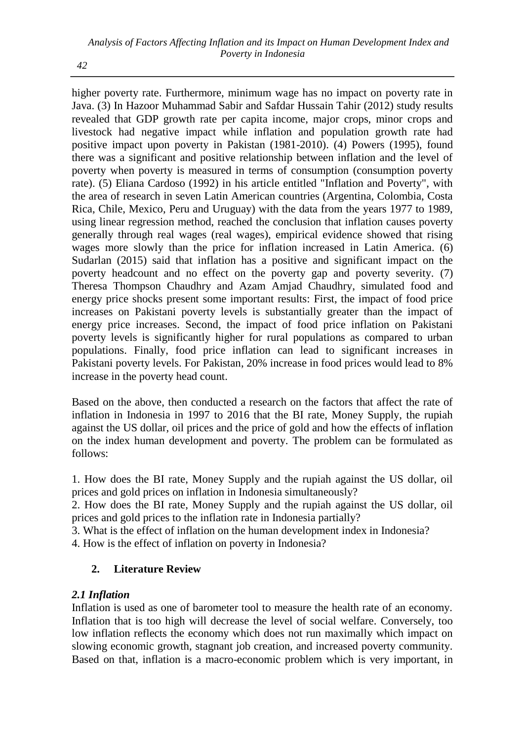higher poverty rate. Furthermore, minimum wage has no impact on poverty rate in Java. (3) In Hazoor Muhammad Sabir and Safdar Hussain Tahir (2012) study results revealed that GDP growth rate per capita income, major crops, minor crops and livestock had negative impact while inflation and population growth rate had positive impact upon poverty in Pakistan (1981-2010). (4) Powers (1995), found there was a significant and positive relationship between inflation and the level of poverty when poverty is measured in terms of consumption (consumption poverty rate). (5) Eliana Cardoso (1992) in his article entitled "Inflation and Poverty", with the area of research in seven Latin American countries (Argentina, Colombia, Costa Rica, Chile, Mexico, Peru and Uruguay) with the data from the years 1977 to 1989, using linear regression method, reached the conclusion that inflation causes poverty generally through real wages (real wages), empirical evidence showed that rising wages more slowly than the price for inflation increased in Latin America. (6) Sudarlan (2015) said that inflation has a positive and significant impact on the poverty headcount and no effect on the poverty gap and poverty severity. (7) Theresa Thompson Chaudhry and Azam Amjad Chaudhry, simulated food and energy price shocks present some important results: First, the impact of food price increases on Pakistani poverty levels is substantially greater than the impact of energy price increases. Second, the impact of food price inflation on Pakistani poverty levels is significantly higher for rural populations as compared to urban populations. Finally, food price inflation can lead to significant increases in Pakistani poverty levels. For Pakistan, 20% increase in food prices would lead to 8% increase in the poverty head count.

Based on the above, then conducted a research on the factors that affect the rate of inflation in Indonesia in 1997 to 2016 that the BI rate, Money Supply, the rupiah against the US dollar, oil prices and the price of gold and how the effects of inflation on the index human development and poverty. The problem can be formulated as follows:

1. How does the BI rate, Money Supply and the rupiah against the US dollar, oil prices and gold prices on inflation in Indonesia simultaneously?
2. How does the BI rate, Money Supply and the rupiah against the US dollar, oil prices and gold prices to the inflation rate in Indonesia partially?
3. What is the effect of inflation on the human development index in Indonesia?
4. How is the effect of inflation on poverty in Indonesia?

## 2. Literature Review

### *2.1 Inflation*

Inflation is used as one of barometer tool to measure the health rate of an economy. Inflation that is too high will decrease the level of social welfare. Conversely, too low inflation reflects the economy which does not run maximally which impact on slowing economic growth, stagnant job creation, and increased poverty community. Based on that, inflation is a macro-economic problem which is very important, in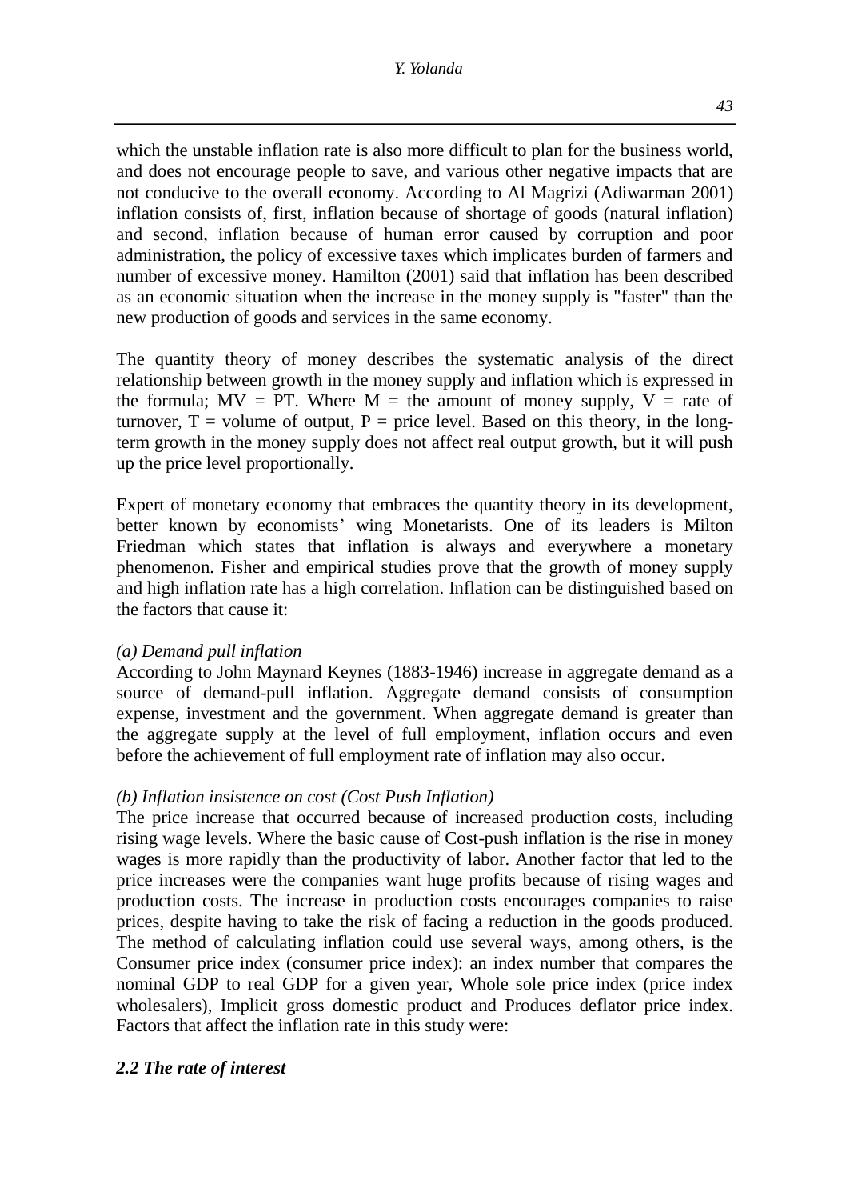which the unstable inflation rate is also more difficult to plan for the business world, and does not encourage people to save, and various other negative impacts that are not conducive to the overall economy. According to Al Magrizi (Adiwarman 2001) inflation consists of, first, inflation because of shortage of goods (natural inflation) and second, inflation because of human error caused by corruption and poor administration, the policy of excessive taxes which implicates burden of farmers and number of excessive money. Hamilton (2001) said that inflation has been described as an economic situation when the increase in the money supply is "faster" than the new production of goods and services in the same economy.

The quantity theory of money describes the systematic analysis of the direct relationship between growth in the money supply and inflation which is expressed in the formula; $MV = PT$. Where $M$ = the amount of money supply, $V$ = rate of turnover, $T$ = volume of output, $P$ = price level. Based on this theory, in the long-term growth in the money supply does not affect real output growth, but it will push up the price level proportionally.

Expert of monetary economy that embraces the quantity theory in its development, better known by economists' wing Monetarists. One of its leaders is Milton Friedman which states that inflation is always and everywhere a monetary phenomenon. Fisher and empirical studies prove that the growth of money supply and high inflation rate has a high correlation. Inflation can be distinguished based on the factors that cause it:

*(a) Demand pull inflation*

According to John Maynard Keynes (1883-1946) increase in aggregate demand as a source of demand-pull inflation. Aggregate demand consists of consumption expense, investment and the government. When aggregate demand is greater than the aggregate supply at the level of full employment, inflation occurs and even before the achievement of full employment rate of inflation may also occur.

*(b) Inflation insistence on cost (Cost Push Inflation)*

The price increase that occurred because of increased production costs, including rising wage levels. Where the basic cause of Cost-push inflation is the rise in money wages is more rapidly than the productivity of labor. Another factor that led to the price increases were the companies want huge profits because of rising wages and production costs. The increase in production costs encourages companies to raise prices, despite having to take the risk of facing a reduction in the goods produced. The method of calculating inflation could use several ways, among others, is the Consumer price index (consumer price index): an index number that compares the nominal GDP to real GDP for a given year, Whole sole price index (price index wholesalers), Implicit gross domestic product and Produces deflator price index. Factors that affect the inflation rate in this study were:

### *2.2 The rate of interest*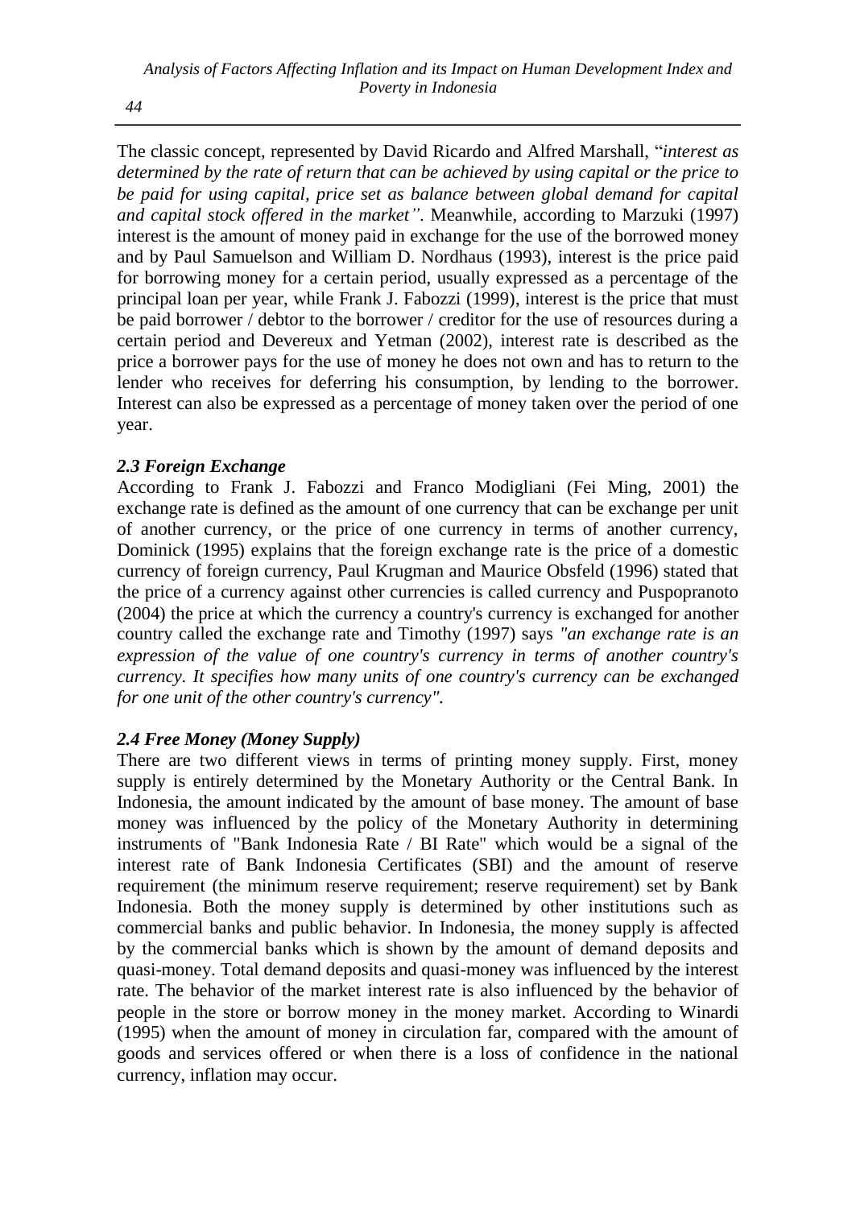The classic concept, represented by David Ricardo and Alfred Marshall, "*interest as determined by the rate of return that can be achieved by using capital or the price to be paid for using capital, price set as balance between global demand for capital and capital stock offered in the market"*. Meanwhile, according to Marzuki (1997) interest is the amount of money paid in exchange for the use of the borrowed money and by Paul Samuelson and William D. Nordhaus (1993), interest is the price paid for borrowing money for a certain period, usually expressed as a percentage of the principal loan per year, while Frank J. Fabozzi (1999), interest is the price that must be paid borrower / debtor to the borrower / creditor for the use of resources during a certain period and Devereux and Yetman (2002), interest rate is described as the price a borrower pays for the use of money he does not own and has to return to the lender who receives for deferring his consumption, by lending to the borrower. Interest can also be expressed as a percentage of money taken over the period of one year.

### *2.3 Foreign Exchange*

According to Frank J. Fabozzi and Franco Modigliani (Fei Ming, 2001) the exchange rate is defined as the amount of one currency that can be exchange per unit of another currency, or the price of one currency in terms of another currency, Dominick (1995) explains that the foreign exchange rate is the price of a domestic currency of foreign currency, Paul Krugman and Maurice Obsfeld (1996) stated that the price of a currency against other currencies is called currency and Puspopranoto (2004) the price at which the currency a country's currency is exchanged for another country called the exchange rate and Timothy (1997) says *"an exchange rate is an expression of the value of one country's currency in terms of another country's currency. It specifies how many units of one country's currency can be exchanged for one unit of the other country's currency".*

### *2.4 Free Money (Money Supply)*

There are two different views in terms of printing money supply. First, money supply is entirely determined by the Monetary Authority or the Central Bank. In Indonesia, the amount indicated by the amount of base money. The amount of base money was influenced by the policy of the Monetary Authority in determining instruments of "Bank Indonesia Rate / BI Rate" which would be a signal of the interest rate of Bank Indonesia Certificates (SBI) and the amount of reserve requirement (the minimum reserve requirement; reserve requirement) set by Bank Indonesia. Both the money supply is determined by other institutions such as commercial banks and public behavior. In Indonesia, the money supply is affected by the commercial banks which is shown by the amount of demand deposits and quasi-money. Total demand deposits and quasi-money was influenced by the interest rate. The behavior of the market interest rate is also influenced by the behavior of people in the store or borrow money in the money market. According to Winardi (1995) when the amount of money in circulation far, compared with the amount of goods and services offered or when there is a loss of confidence in the national currency, inflation may occur.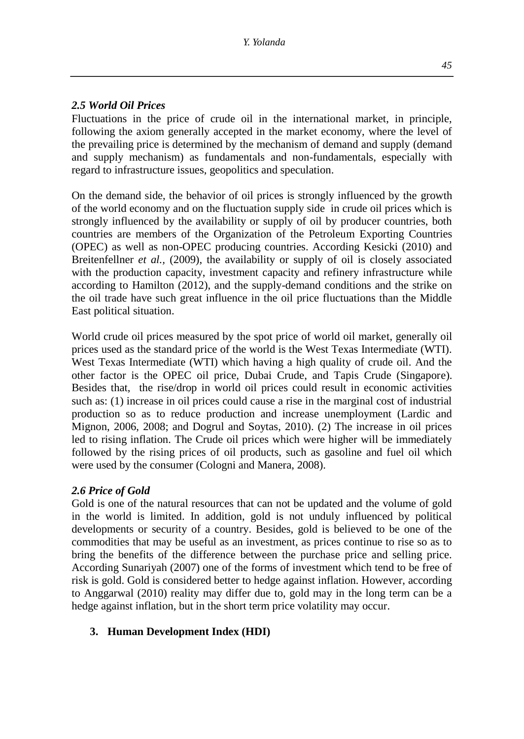### *2.5 World Oil Prices*

Fluctuations in the price of crude oil in the international market, in principle, following the axiom generally accepted in the market economy, where the level of the prevailing price is determined by the mechanism of demand and supply (demand and supply mechanism) as fundamentals and non-fundamentals, especially with regard to infrastructure issues, geopolitics and speculation.

On the demand side, the behavior of oil prices is strongly influenced by the growth of the world economy and on the fluctuation supply side in crude oil prices which is strongly influenced by the availability or supply of oil by producer countries, both countries are members of the Organization of the Petroleum Exporting Countries (OPEC) as well as non-OPEC producing countries. According Kesicki (2010) and Breitenfellner *et al.*, (2009), the availability or supply of oil is closely associated with the production capacity, investment capacity and refinery infrastructure while according to Hamilton (2012), and the supply-demand conditions and the strike on the oil trade have such great influence in the oil price fluctuations than the Middle East political situation.

World crude oil prices measured by the spot price of world oil market, generally oil prices used as the standard price of the world is the West Texas Intermediate (WTI). West Texas Intermediate (WTI) which having a high quality of crude oil. And the other factor is the OPEC oil price, Dubai Crude, and Tapis Crude (Singapore). Besides that, the rise/drop in world oil prices could result in economic activities such as: (1) increase in oil prices could cause a rise in the marginal cost of industrial production so as to reduce production and increase unemployment (Lardic and Mignon, 2006, 2008; and Dogrul and Soytas, 2010). (2) The increase in oil prices led to rising inflation. The Crude oil prices which were higher will be immediately followed by the rising prices of oil products, such as gasoline and fuel oil which were used by the consumer (Cologni and Manera, 2008).

### *2.6 Price of Gold*

Gold is one of the natural resources that can not be updated and the volume of gold in the world is limited. In addition, gold is not unduly influenced by political developments or security of a country. Besides, gold is believed to be one of the commodities that may be useful as an investment, as prices continue to rise so as to bring the benefits of the difference between the purchase price and selling price. According Sunariyah (2007) one of the forms of investment which tend to be free of risk is gold. Gold is considered better to hedge against inflation. However, according to Anggarwal (2010) reality may differ due to, gold may in the long term can be a hedge against inflation, but in the short term price volatility may occur.

## 3. Human Development Index (HDI)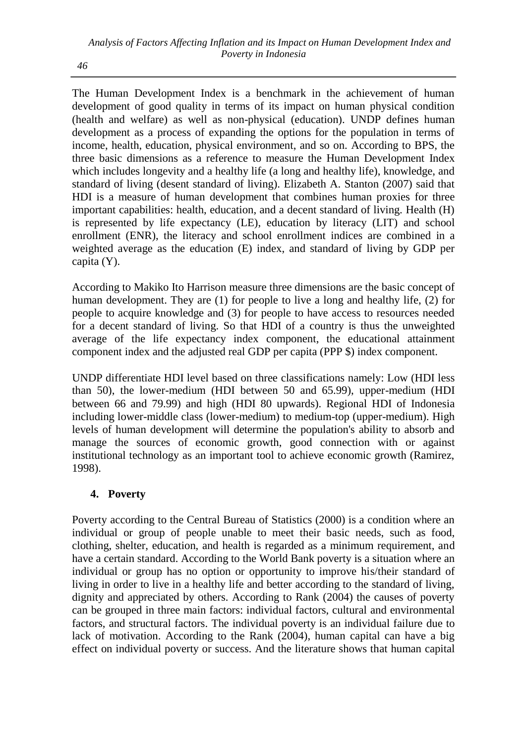The Human Development Index is a benchmark in the achievement of human development of good quality in terms of its impact on human physical condition (health and welfare) as well as non-physical (education). UNDP defines human development as a process of expanding the options for the population in terms of income, health, education, physical environment, and so on. According to BPS, the three basic dimensions as a reference to measure the Human Development Index which includes longevity and a healthy life (a long and healthy life), knowledge, and standard of living (desent standard of living). Elizabeth A. Stanton (2007) said that HDI is a measure of human development that combines human proxies for three important capabilities: health, education, and a decent standard of living. Health (H) is represented by life expectancy (LE), education by literacy (LIT) and school enrollment (ENR), the literacy and school enrollment indices are combined in a weighted average as the education (E) index, and standard of living by GDP per capita (Y).

According to Makiko Ito Harrison measure three dimensions are the basic concept of human development. They are (1) for people to live a long and healthy life, (2) for people to acquire knowledge and (3) for people to have access to resources needed for a decent standard of living. So that HDI of a country is thus the unweighted average of the life expectancy index component, the educational attainment component index and the adjusted real GDP per capita (PPP $) index component.

UNDP differentiate HDI level based on three classifications namely: Low (HDI less than 50), the lower-medium (HDI between 50 and 65.99), upper-medium (HDI between 66 and 79.99) and high (HDI 80 upwards). Regional HDI of Indonesia including lower-middle class (lower-medium) to medium-top (upper-medium). High levels of human development will determine the population's ability to absorb and manage the sources of economic growth, good connection with or against institutional technology as an important tool to achieve economic growth (Ramirez, 1998).

## 4. Poverty

Poverty according to the Central Bureau of Statistics (2000) is a condition where an individual or group of people unable to meet their basic needs, such as food, clothing, shelter, education, and health is regarded as a minimum requirement, and have a certain standard. According to the World Bank poverty is a situation where an individual or group has no option or opportunity to improve his/their standard of living in order to live in a healthy life and better according to the standard of living, dignity and appreciated by others. According to Rank (2004) the causes of poverty can be grouped in three main factors: individual factors, cultural and environmental factors, and structural factors. The individual poverty is an individual failure due to lack of motivation. According to the Rank (2004), human capital can have a big effect on individual poverty or success. And the literature shows that human capital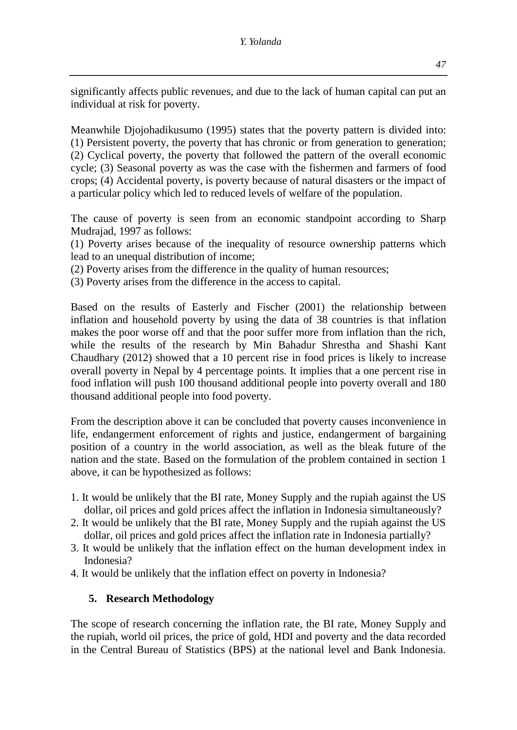significantly affects public revenues, and due to the lack of human capital can put an individual at risk for poverty.

Meanwhile Djojohadikusumo (1995) states that the poverty pattern is divided into: (1) Persistent poverty, the poverty that has chronic or from generation to generation; (2) Cyclical poverty, the poverty that followed the pattern of the overall economic cycle; (3) Seasonal poverty as was the case with the fishermen and farmers of food crops; (4) Accidental poverty, is poverty because of natural disasters or the impact of a particular policy which led to reduced levels of welfare of the population.

The cause of poverty is seen from an economic standpoint according to Sharp Mudrajad, 1997 as follows:

(1) Poverty arises because of the inequality of resource ownership patterns which lead to an unequal distribution of income;

(2) Poverty arises from the difference in the quality of human resources;

(3) Poverty arises from the difference in the access to capital.

Based on the results of Easterly and Fischer (2001) the relationship between inflation and household poverty by using the data of 38 countries is that inflation makes the poor worse off and that the poor suffer more from inflation than the rich, while the results of the research by Min Bahadur Shrestha and Shashi Kant Chaudhary (2012) showed that a 10 percent rise in food prices is likely to increase overall poverty in Nepal by 4 percentage points. It implies that a one percent rise in food inflation will push 100 thousand additional people into poverty overall and 180 thousand additional people into food poverty.

From the description above it can be concluded that poverty causes inconvenience in life, endangerment enforcement of rights and justice, endangerment of bargaining position of a country in the world association, as well as the bleak future of the nation and the state. Based on the formulation of the problem contained in section 1 above, it can be hypothesized as follows:

1. It would be unlikely that the BI rate, Money Supply and the rupiah against the US dollar, oil prices and gold prices affect the inflation in Indonesia simultaneously?
2. It would be unlikely that the BI rate, Money Supply and the rupiah against the US dollar, oil prices and gold prices affect the inflation rate in Indonesia partially?
3. It would be unlikely that the inflation effect on the human development index in Indonesia?
4. It would be unlikely that the inflation effect on poverty in Indonesia?

## 5. Research Methodology

The scope of research concerning the inflation rate, the BI rate, Money Supply and the rupiah, world oil prices, the price of gold, HDI and poverty and the data recorded in the Central Bureau of Statistics (BPS) at the national level and Bank Indonesia.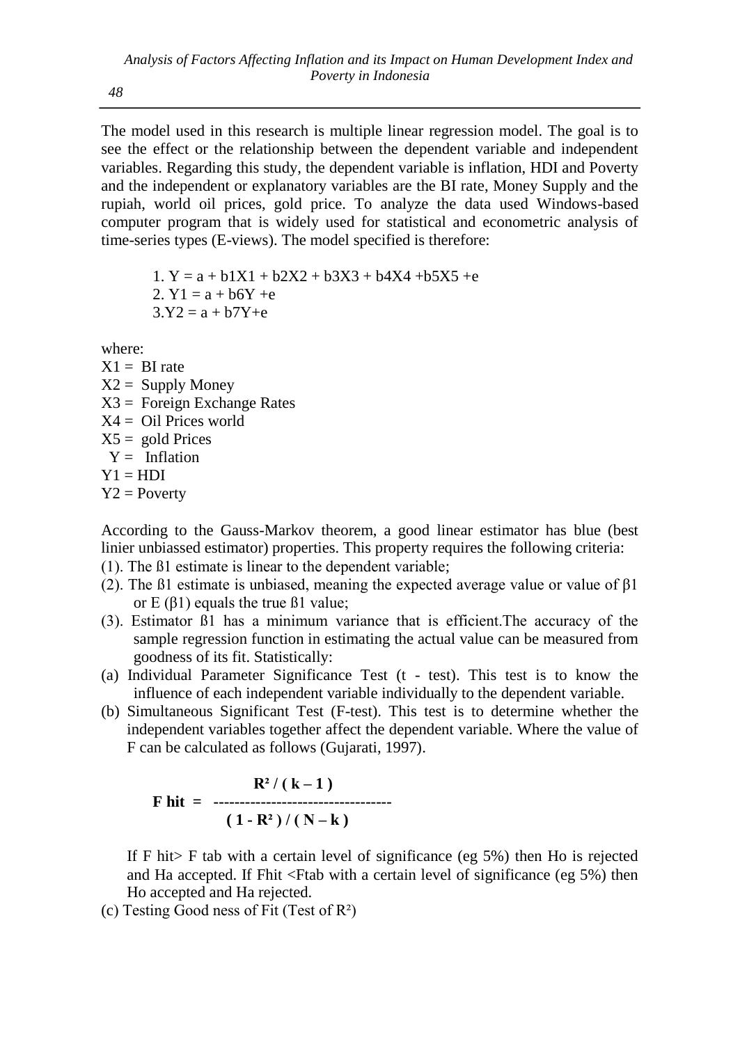The model used in this research is multiple linear regression model. The goal is to see the effect or the relationship between the dependent variable and independent variables. Regarding this study, the dependent variable is inflation, HDI and Poverty and the independent or explanatory variables are the BI rate, Money Supply and the rupiah, world oil prices, gold price. To analyze the data used Windows-based computer program that is widely used for statistical and econometric analysis of time-series types (E-views). The model specified is therefore:

1. $Y = a + b1X1 + b2X2 + b3X3 + b4X4 + b5X5 + e$
2. $Y1 = a + b6Y + e$
3. $Y2 = a + b7Y + e$

where:

$X1$ = BI rate  
$X2$ = Supply Money  
$X3$ = Foreign Exchange Rates  
$X4$ = Oil Prices world  
$X5$ = gold Prices  
$Y$ = Inflation  
$Y1$ = HDI  
$Y2$ = Poverty

According to the Gauss-Markov theorem, a good linear estimator has blue (best linier unbiassed estimator) properties. This property requires the following criteria:

(1). The $ß1$ estimate is linear to the dependent variable;

(2). The $ß1$ estimate is unbiased, meaning the expected average value or value of $\beta 1$ or $E(\beta 1)$ equals the true $ß1$ value;

(3). Estimator $ß1$ has a minimum variance that is efficient.The accuracy of the sample regression function in estimating the actual value can be measured from goodness of its fit. Statistically:

(a) Individual Parameter Significance Test (t - test). This test is to know the influence of each independent variable individually to the dependent variable.

(b) Simultaneous Significant Test (F-test). This test is to determine whether the independent variables together affect the dependent variable. Where the value of F can be calculated as follows (Gujarati, 1997).

$$\textbf{F hit} = \frac{R^2 / (k - 1)}{(1 - R^2) / (N - k)}$$

If F hit> F tab with a certain level of significance (eg 5%) then Ho is rejected and Ha accepted. If Fhit <Ftab with a certain level of significance (eg 5%) then Ho accepted and Ha rejected.

(c) Testing Good ness of Fit (Test of $R^2$)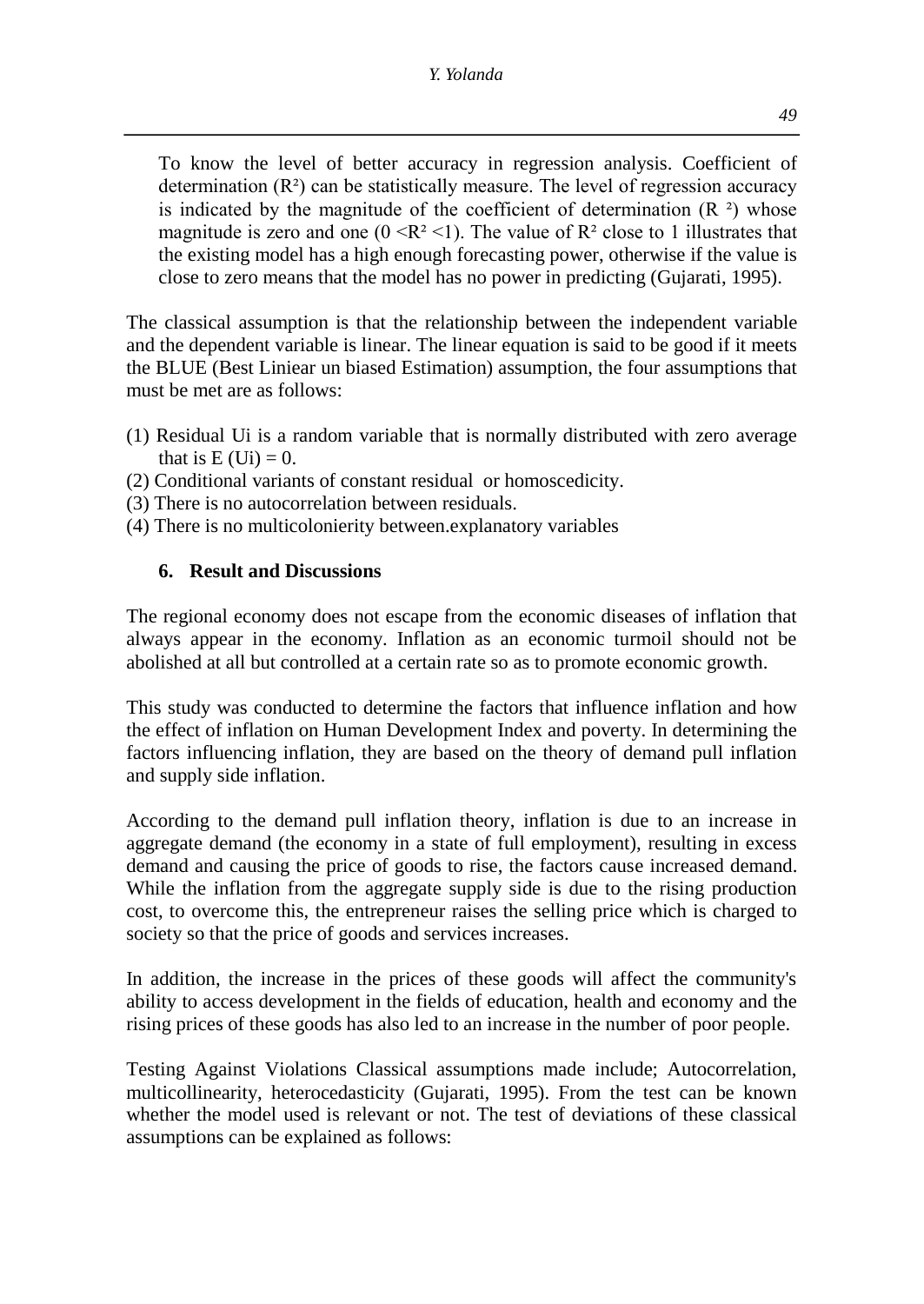To know the level of better accuracy in regression analysis. Coefficient of determination ($R^2$) can be statistically measure. The level of regression accuracy is indicated by the magnitude of the coefficient of determination ($R^2$) whose magnitude is zero and one ($0 < R^2 < 1$). The value of $R^2$ close to 1 illustrates that the existing model has a high enough forecasting power, otherwise if the value is close to zero means that the model has no power in predicting (Gujarati, 1995).

The classical assumption is that the relationship between the independent variable and the dependent variable is linear. The linear equation is said to be good if it meets the BLUE (Best Liniear un biased Estimation) assumption, the four assumptions that must be met are as follows:

(1) Residual Ui is a random variable that is normally distributed with zero average that is E (Ui) = 0.
(2) Conditional variants of constant residual or homoscedicity.
(3) There is no autocorrelation between residuals.
(4) There is no multicolonierity between.explanatory variables

## 6. Result and Discussions

The regional economy does not escape from the economic diseases of inflation that always appear in the economy. Inflation as an economic turmoil should not be abolished at all but controlled at a certain rate so as to promote economic growth.

This study was conducted to determine the factors that influence inflation and how the effect of inflation on Human Development Index and poverty. In determining the factors influencing inflation, they are based on the theory of demand pull inflation and supply side inflation.

According to the demand pull inflation theory, inflation is due to an increase in aggregate demand (the economy in a state of full employment), resulting in excess demand and causing the price of goods to rise, the factors cause increased demand. While the inflation from the aggregate supply side is due to the rising production cost, to overcome this, the entrepreneur raises the selling price which is charged to society so that the price of goods and services increases.

In addition, the increase in the prices of these goods will affect the community's ability to access development in the fields of education, health and economy and the rising prices of these goods has also led to an increase in the number of poor people.

Testing Against Violations Classical assumptions made include; Autocorrelation, multicollinearity, heterocedasticity (Gujarati, 1995). From the test can be known whether the model used is relevant or not. The test of deviations of these classical assumptions can be explained as follows: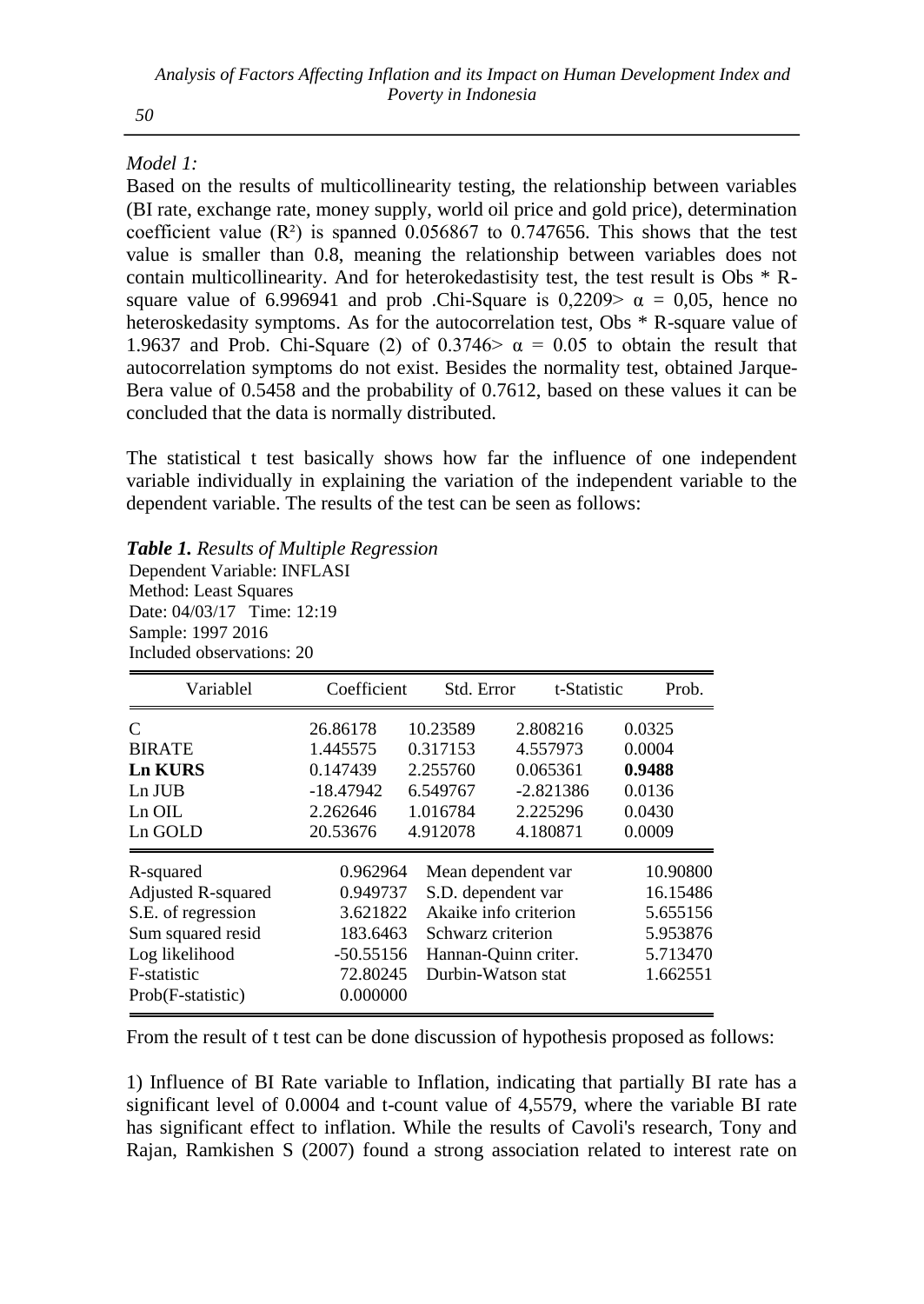*Model 1:*

Based on the results of multicollinearity testing, the relationship between variables (BI rate, exchange rate, money supply, world oil price and gold price), determination coefficient value ($R^2$) is spanned 0.056867 to 0.747656. This shows that the test value is smaller than 0.8, meaning the relationship between variables does not contain multicollinearity. And for heterokedastisity test, the test result is Obs * R-square value of 6.996941 and prob .Chi-Square is 0,2209> $\alpha$ = 0,05, hence no heteroskedasity symptoms. As for the autocorrelation test, Obs * R-square value of 1.9637 and Prob. Chi-Square (2) of 0.3746> $\alpha$ = 0.05 to obtain the result that autocorrelation symptoms do not exist. Besides the normality test, obtained Jarque-Bera value of 0.5458 and the probability of 0.7612, based on these values it can be concluded that the data is normally distributed.

The statistical t test basically shows how far the influence of one independent variable individually in explaining the variation of the independent variable to the dependent variable. The results of the test can be seen as follows:

***Table 1.*** *Results of Multiple Regression*

Dependent Variable: INFLASI
Method: Least Squares
Date: 04/03/17 Time: 12:19
Sample: 1997 2016
Included observations: 20

| Variablel | Coefficient | Std. Error | t-Statistic | Prob. |
|---|---|---|---|---|
| C | 26.86178 | 10.23589 | 2.808216 | 0.0325 |
| BIRATE | 1.445575 | 0.317153 | 4.557973 | 0.0004 |
| **Ln KURS** | 0.147439 | 2.255760 | 0.065361 | **0.9488** |
| Ln JUB | -18.47942 | 6.549767 | -2.821386 | 0.0136 |
| Ln OIL | 2.262646 | 1.016784 | 2.225296 | 0.0430 |
| Ln GOLD | 20.53676 | 4.912078 | 4.180871 | 0.0009 |

| | | | |
|---|---|---|---|
| R-squared | 0.962964 | Mean dependent var | 10.90800 |
| Adjusted R-squared | 0.949737 | S.D. dependent var | 16.15486 |
| S.E. of regression | 3.621822 | Akaike info criterion | 5.655156 |
| Sum squared resid | 183.6463 | Schwarz criterion | 5.953876 |
| Log likelihood | -50.55156 | Hannan-Quinn criter. | 5.713470 |
| F-statistic | 72.80245 | Durbin-Watson stat | 1.662551 |
| Prob(F-statistic) | 0.000000 | | |

From the result of t test can be done discussion of hypothesis proposed as follows:

1) Influence of BI Rate variable to Inflation, indicating that partially BI rate has a significant level of 0.0004 and t-count value of 4,5579, where the variable BI rate has significant effect to inflation. While the results of Cavoli's research, Tony and Rajan, Ramkishen S (2007) found a strong association related to interest rate on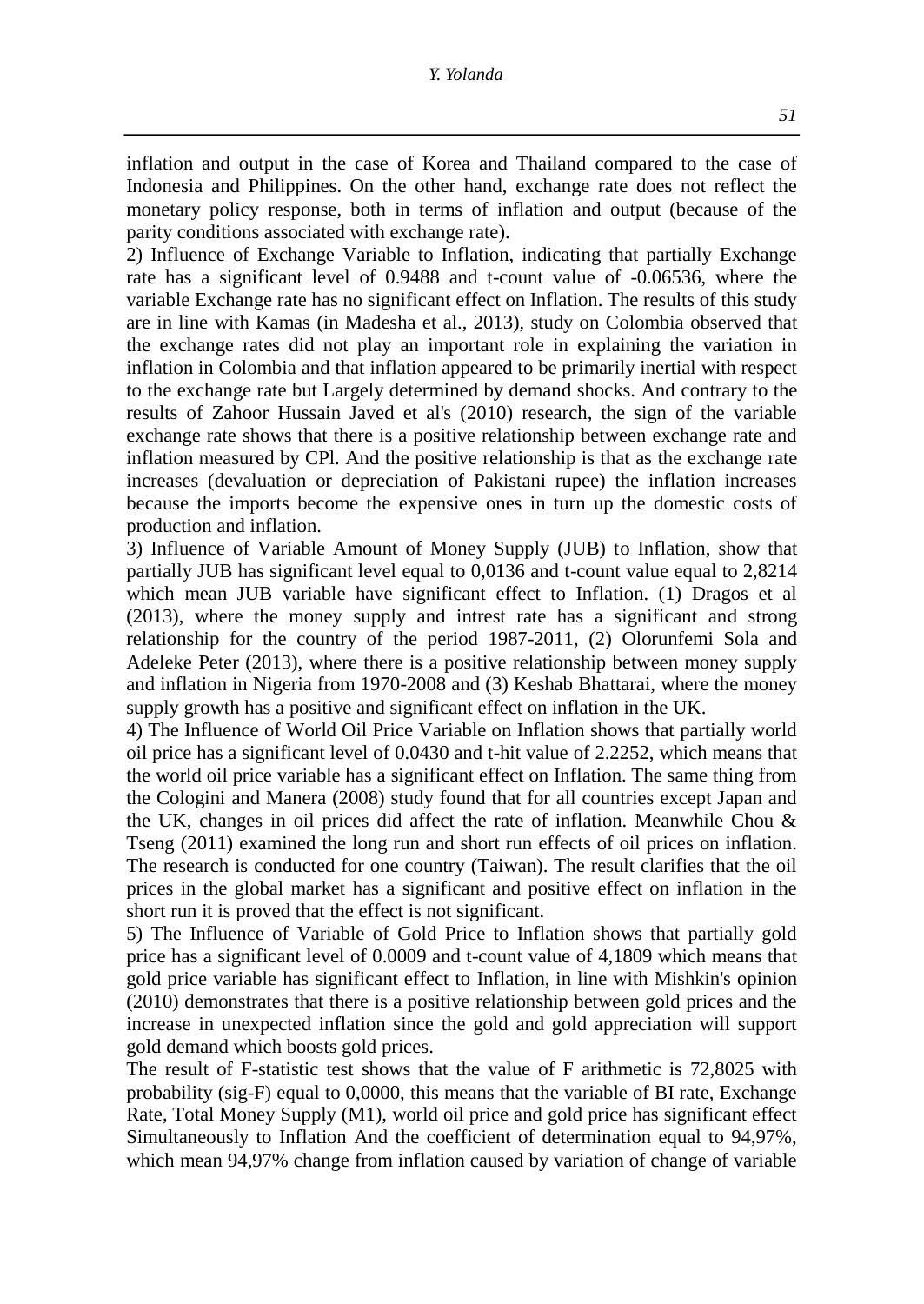inflation and output in the case of Korea and Thailand compared to the case of Indonesia and Philippines. On the other hand, exchange rate does not reflect the monetary policy response, both in terms of inflation and output (because of the parity conditions associated with exchange rate).

2) Influence of Exchange Variable to Inflation, indicating that partially Exchange rate has a significant level of 0.9488 and t-count value of -0.06536, where the variable Exchange rate has no significant effect on Inflation. The results of this study are in line with Kamas (in Madesha et al., 2013), study on Colombia observed that the exchange rates did not play an important role in explaining the variation in inflation in Colombia and that inflation appeared to be primarily inertial with respect to the exchange rate but Largely determined by demand shocks. And contrary to the results of Zahoor Hussain Javed et al's (2010) research, the sign of the variable exchange rate shows that there is a positive relationship between exchange rate and inflation measured by CPl. And the positive relationship is that as the exchange rate increases (devaluation or depreciation of Pakistani rupee) the inflation increases because the imports become the expensive ones in turn up the domestic costs of production and inflation.

3) Influence of Variable Amount of Money Supply (JUB) to Inflation, show that partially JUB has significant level equal to 0,0136 and t-count value equal to 2,8214 which mean JUB variable have significant effect to Inflation. (1) Dragos et al (2013), where the money supply and intrest rate has a significant and strong relationship for the country of the period 1987-2011, (2) Olorunfemi Sola and Adeleke Peter (2013), where there is a positive relationship between money supply and inflation in Nigeria from 1970-2008 and (3) Keshab Bhattarai, where the money supply growth has a positive and significant effect on inflation in the UK.

4) The Influence of World Oil Price Variable on Inflation shows that partially world oil price has a significant level of 0.0430 and t-hit value of 2.2252, which means that the world oil price variable has a significant effect on Inflation. The same thing from the Cologini and Manera (2008) study found that for all countries except Japan and the UK, changes in oil prices did affect the rate of inflation. Meanwhile Chou & Tseng (2011) examined the long run and short run effects of oil prices on inflation. The research is conducted for one country (Taiwan). The result clarifies that the oil prices in the global market has a significant and positive effect on inflation in the short run it is proved that the effect is not significant.

5) The Influence of Variable of Gold Price to Inflation shows that partially gold price has a significant level of 0.0009 and t-count value of 4,1809 which means that gold price variable has significant effect to Inflation, in line with Mishkin's opinion (2010) demonstrates that there is a positive relationship between gold prices and the increase in unexpected inflation since the gold and gold appreciation will support gold demand which boosts gold prices.

The result of F-statistic test shows that the value of F arithmetic is 72,8025 with probability (sig-F) equal to 0,0000, this means that the variable of BI rate, Exchange Rate, Total Money Supply (M1), world oil price and gold price has significant effect Simultaneously to Inflation And the coefficient of determination equal to 94,97%, which mean 94,97% change from inflation caused by variation of change of variable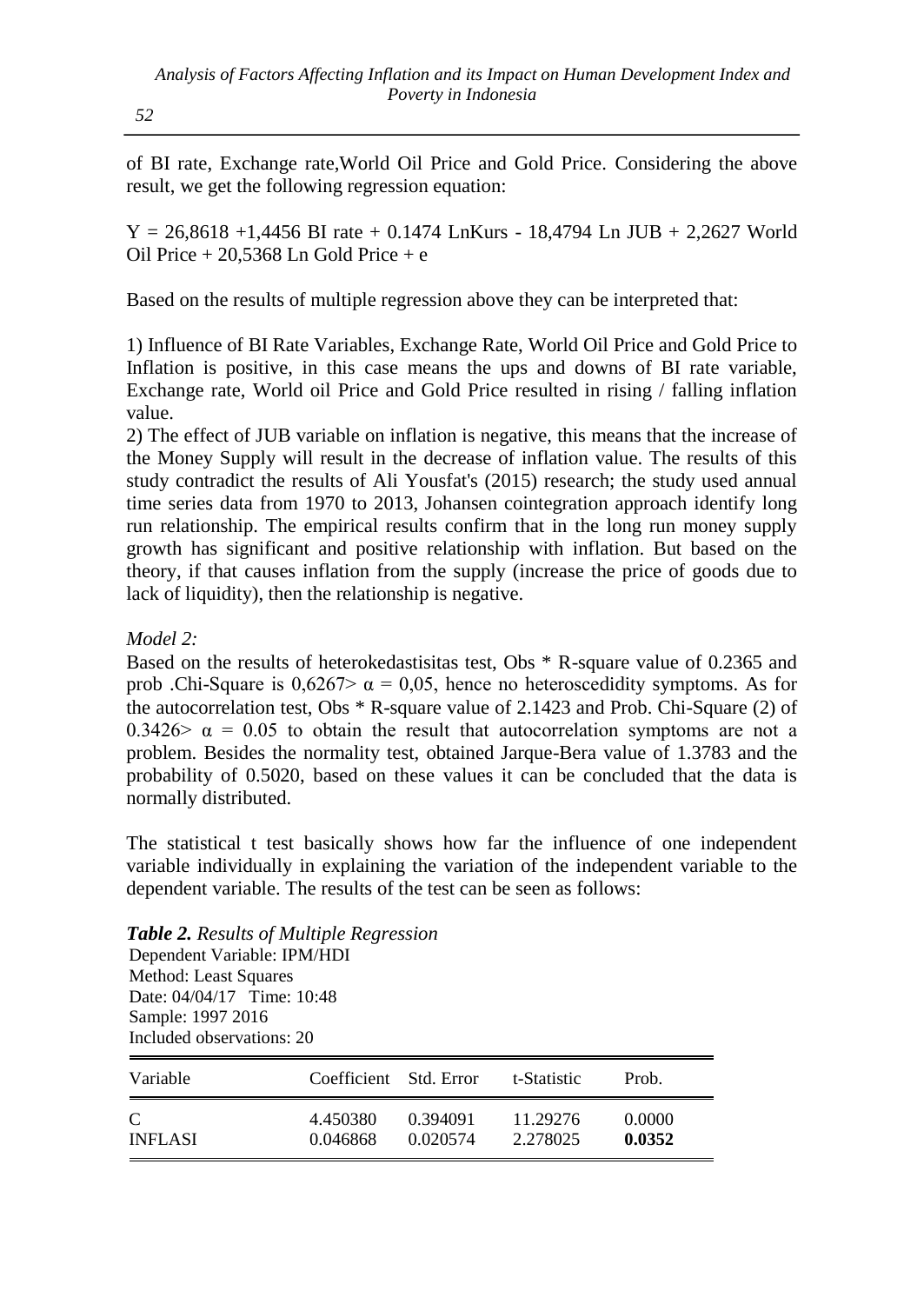of BI rate, Exchange rate,World Oil Price and Gold Price. Considering the above result, we get the following regression equation:

Y = 26,8618 +1,4456 BI rate + 0.1474 LnKurs - 18,4794 Ln JUB + 2,2627 World Oil Price + 20,5368 Ln Gold Price + e

Based on the results of multiple regression above they can be interpreted that:

1) Influence of BI Rate Variables, Exchange Rate, World Oil Price and Gold Price to Inflation is positive, in this case means the ups and downs of BI rate variable, Exchange rate, World oil Price and Gold Price resulted in rising / falling inflation value.
2) The effect of JUB variable on inflation is negative, this means that the increase of the Money Supply will result in the decrease of inflation value. The results of this study contradict the results of Ali Yousfat's (2015) research; the study used annual time series data from 1970 to 2013, Johansen cointegration approach identify long run relationship. The empirical results confirm that in the long run money supply growth has significant and positive relationship with inflation. But based on the theory, if that causes inflation from the supply (increase the price of goods due to lack of liquidity), then the relationship is negative.

*Model 2:*

Based on the results of heterokedastisitas test, Obs * R-square value of 0.2365 and prob .Chi-Square is $0,6267 > \alpha = 0,05$, hence no heteroscedidity symptoms. As for the autocorrelation test, Obs * R-square value of 2.1423 and Prob. Chi-Square (2) of $0.3426 > \alpha = 0.05$ to obtain the result that autocorrelation symptoms are not a problem. Besides the normality test, obtained Jarque-Bera value of 1.3783 and the probability of 0.5020, based on these values it can be concluded that the data is normally distributed.

The statistical t test basically shows how far the influence of one independent variable individually in explaining the variation of the independent variable to the dependent variable. The results of the test can be seen as follows:

***Table 2.*** *Results of Multiple Regression*

Dependent Variable: IPM/HDI
Method: Least Squares
Date: 04/04/17 Time: 10:48
Sample: 1997 2016
Included observations: 20

| Variable | Coefficient | Std. Error | t-Statistic | Prob. |
|---|---|---|---|---|
| C | 4.450380 | 0.394091 | 11.29276 | 0.0000 |
| INFLASI | 0.046868 | 0.020574 | 2.278025 | **0.0352** |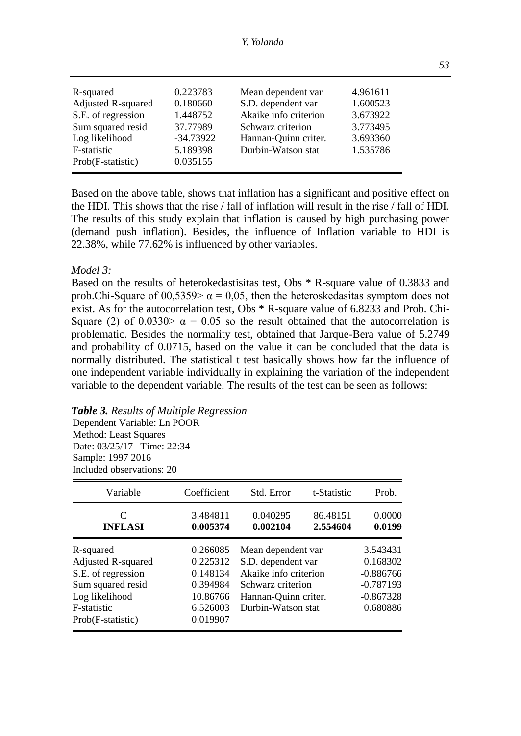| | | | |
|---|---|---|---|
| R-squared | 0.223783 | Mean dependent var | 4.961611 |
| Adjusted R-squared | 0.180660 | S.D. dependent var | 1.600523 |
| S.E. of regression | 1.448752 | Akaike info criterion | 3.673922 |
| Sum squared resid | 37.77989 | Schwarz criterion | 3.773495 |
| Log likelihood | -34.73922 | Hannan-Quinn criter. | 3.693360 |
| F-statistic | 5.189398 | Durbin-Watson stat | 1.535786 |
| Prob(F-statistic) | 0.035155 | | |

Based on the above table, shows that inflation has a significant and positive effect on the HDI. This shows that the rise / fall of inflation will result in the rise / fall of HDI. The results of this study explain that inflation is caused by high purchasing power (demand push inflation). Besides, the influence of Inflation variable to HDI is 22.38%, while 77.62% is influenced by other variables.

*Model 3:*

Based on the results of heterokedastisitas test, Obs * R-square value of 0.3833 and prob.Chi-Square of 00,5359> $\alpha = 0,05$, then the heteroskedasitas symptom does not exist. As for the autocorrelation test, Obs * R-square value of 6.8233 and Prob. Chi-Square (2) of 0.0330> $\alpha = 0.05$ so the result obtained that the autocorrelation is problematic. Besides the normality test, obtained that Jarque-Bera value of 5.2749 and probability of 0.0715, based on the value it can be concluded that the data is normally distributed. The statistical t test basically shows how far the influence of one independent variable individually in explaining the variation of the independent variable to the dependent variable. The results of the test can be seen as follows:

***Table 3.*** *Results of Multiple Regression*

Dependent Variable: Ln POOR
Method: Least Squares
Date: 03/25/17 Time: 22:34
Sample: 1997 2016
Included observations: 20

| Variable | Coefficient | Std. Error | t-Statistic | Prob. |
|---|---|---|---|---|
| C | 3.484811 | 0.040295 | 86.48151 | 0.0000 |
| **INFLASI** | **0.005374** | **0.002104** | **2.554604** | **0.0199** |

| | | | |
|---|---|---|---|
| R-squared | 0.266085 | Mean dependent var | 3.543431 |
| Adjusted R-squared | 0.225312 | S.D. dependent var | 0.168302 |
| S.E. of regression | 0.148134 | Akaike info criterion | -0.886766 |
| Sum squared resid | 0.394984 | Schwarz criterion | -0.787193 |
| Log likelihood | 10.86766 | Hannan-Quinn criter. | -0.867328 |
| F-statistic | 6.526003 | Durbin-Watson stat | 0.680886 |
| Prob(F-statistic) | 0.019907 | | |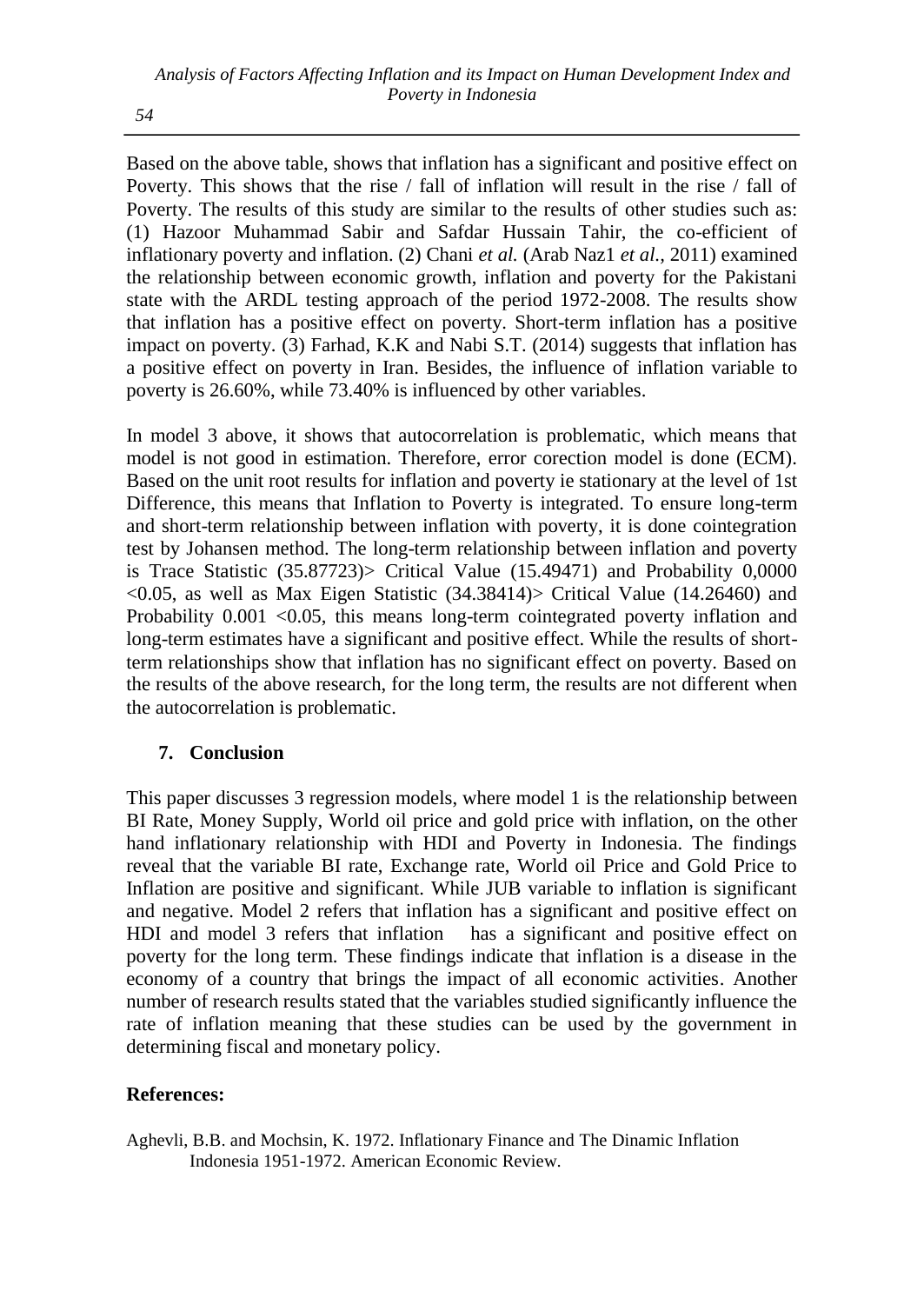Based on the above table, shows that inflation has a significant and positive effect on Poverty. This shows that the rise / fall of inflation will result in the rise / fall of Poverty. The results of this study are similar to the results of other studies such as: (1) Hazoor Muhammad Sabir and Safdar Hussain Tahir, the co-efficient of inflationary poverty and inflation. (2) Chani *et al.* (Arab Naz1 *et al.*, 2011) examined the relationship between economic growth, inflation and poverty for the Pakistani state with the ARDL testing approach of the period 1972-2008. The results show that inflation has a positive effect on poverty. Short-term inflation has a positive impact on poverty. (3) Farhad, K.K and Nabi S.T. (2014) suggests that inflation has a positive effect on poverty in Iran. Besides, the influence of inflation variable to poverty is 26.60%, while 73.40% is influenced by other variables.

In model 3 above, it shows that autocorrelation is problematic, which means that model is not good in estimation. Therefore, error corection model is done (ECM). Based on the unit root results for inflation and poverty ie stationary at the level of 1st Difference, this means that Inflation to Poverty is integrated. To ensure long-term and short-term relationship between inflation with poverty, it is done cointegration test by Johansen method. The long-term relationship between inflation and poverty is Trace Statistic (35.87723)> Critical Value (15.49471) and Probability 0,0000 <0.05, as well as Max Eigen Statistic (34.38414)> Critical Value (14.26460) and Probability 0.001 <0.05, this means long-term cointegrated poverty inflation and long-term estimates have a significant and positive effect. While the results of short-term relationships show that inflation has no significant effect on poverty. Based on the results of the above research, for the long term, the results are not different when the autocorrelation is problematic.

## 7. Conclusion

This paper discusses 3 regression models, where model 1 is the relationship between BI Rate, Money Supply, World oil price and gold price with inflation, on the other hand inflationary relationship with HDI and Poverty in Indonesia. The findings reveal that the variable BI rate, Exchange rate, World oil Price and Gold Price to Inflation are positive and significant. While JUB variable to inflation is significant and negative. Model 2 refers that inflation has a significant and positive effect on HDI and model 3 refers that inflation has a significant and positive effect on poverty for the long term. These findings indicate that inflation is a disease in the economy of a country that brings the impact of all economic activities. Another number of research results stated that the variables studied significantly influence the rate of inflation meaning that these studies can be used by the government in determining fiscal and monetary policy.

## References:

Aghevli, B.B. and Mochsin, K. 1972. Inflationary Finance and The Dinamic Inflation Indonesia 1951-1972. American Economic Review.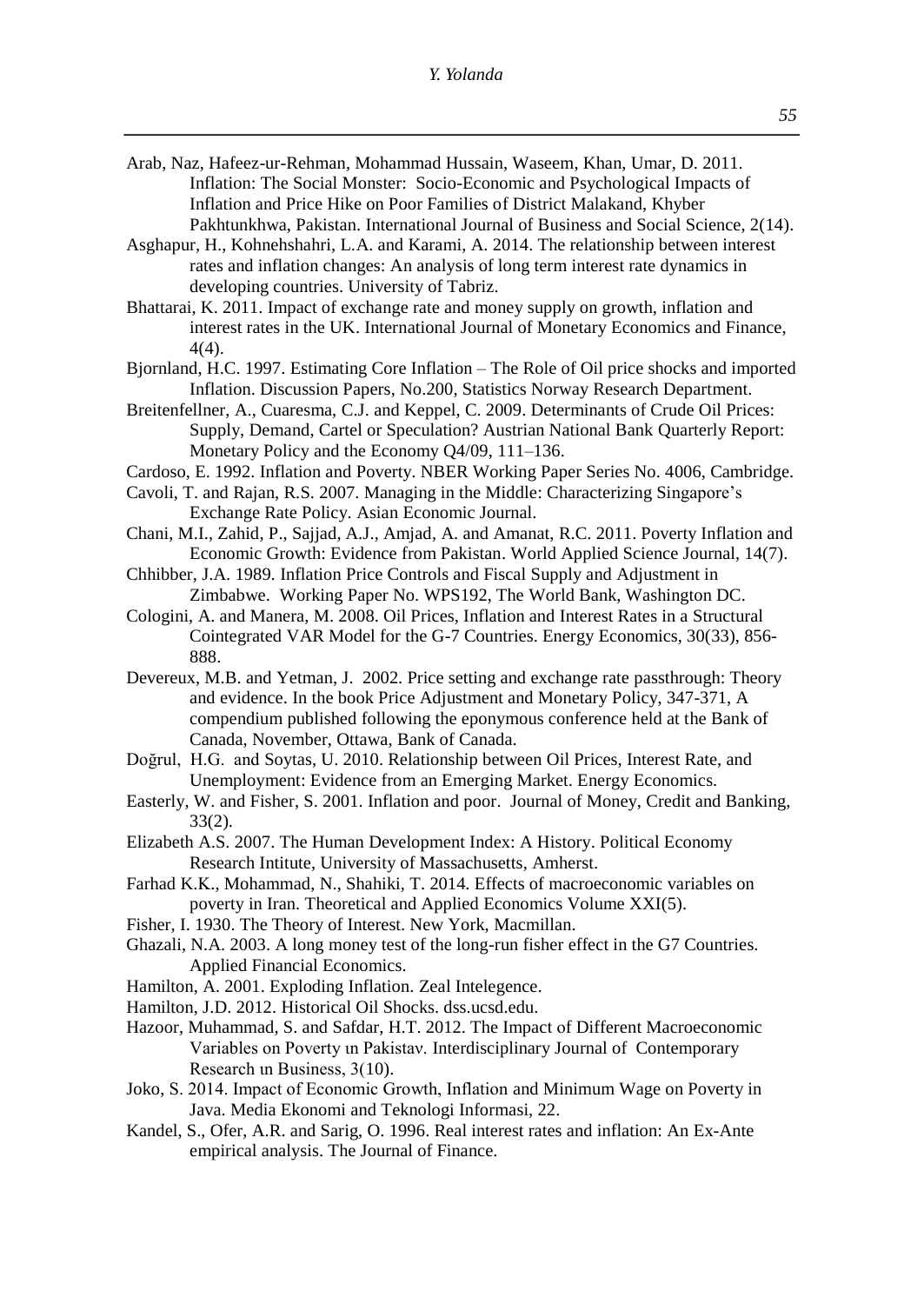Arab, Naz, Hafeez-ur-Rehman, Mohammad Hussain, Waseem, Khan, Umar, D. 2011. Inflation: The Social Monster: Socio-Economic and Psychological Impacts of Inflation and Price Hike on Poor Families of District Malakand, Khyber Pakhtunkhwa, Pakistan. International Journal of Business and Social Science, 2(14).

Asghapur, H., Kohnehshahri, L.A. and Karami, A. 2014. The relationship between interest rates and inflation changes: An analysis of long term interest rate dynamics in developing countries. University of Tabriz.

Bhattarai, K. 2011. Impact of exchange rate and money supply on growth, inflation and interest rates in the UK. International Journal of Monetary Economics and Finance, 4(4).

Bjornland, H.C. 1997. Estimating Core Inflation – The Role of Oil price shocks and imported Inflation. Discussion Papers, No.200, Statistics Norway Research Department.

Breitenfellner, A., Cuaresma, C.J. and Keppel, C. 2009. Determinants of Crude Oil Prices: Supply, Demand, Cartel or Speculation? Austrian National Bank Quarterly Report: Monetary Policy and the Economy Q4/09, 111–136.

Cardoso, E. 1992. Inflation and Poverty. NBER Working Paper Series No. 4006, Cambridge.

Cavoli, T. and Rajan, R.S. 2007. Managing in the Middle: Characterizing Singapore's Exchange Rate Policy. Asian Economic Journal.

Chani, M.I., Zahid, P., Sajjad, A.J., Amjad, A. and Amanat, R.C. 2011. Poverty Inflation and Economic Growth: Evidence from Pakistan. World Applied Science Journal, 14(7).

Chhibber, J.A. 1989. Inflation Price Controls and Fiscal Supply and Adjustment in Zimbabwe. Working Paper No. WPS192, The World Bank, Washington DC.

Cologini, A. and Manera, M. 2008. Oil Prices, Inflation and Interest Rates in a Structural Cointegrated VAR Model for the G-7 Countries. Energy Economics, 30(33), 856-888.

Devereux, M.B. and Yetman, J. 2002. Price setting and exchange rate passthrough: Theory and evidence. In the book Price Adjustment and Monetary Policy, 347-371, A compendium published following the eponymous conference held at the Bank of Canada, November, Ottawa, Bank of Canada.

Doğrul, H.G. and Soytas, U. 2010. Relationship between Oil Prices, Interest Rate, and Unemployment: Evidence from an Emerging Market. Energy Economics.

Easterly, W. and Fisher, S. 2001. Inflation and poor. Journal of Money, Credit and Banking, 33(2).

Elizabeth A.S. 2007. The Human Development Index: A History. Political Economy Research Intitute, University of Massachusetts, Amherst.

Farhad K.K., Mohammad, N., Shahiki, T. 2014. Effects of macroeconomic variables on poverty in Iran. Theoretical and Applied Economics Volume XXI(5).

Fisher, I. 1930. The Theory of Interest. New York, Macmillan.

Ghazali, N.A. 2003. A long money test of the long-run fisher effect in the G7 Countries. Applied Financial Economics.

Hamilton, A. 2001. Exploding Inflation. Zeal Intelegence.

Hamilton, J.D. 2012. Historical Oil Shocks. dss.ucsd.edu.

Hazoor, Muhammad, S. and Safdar, H.T. 2012. The Impact of Different Macroeconomic Variables on Poverty ın Pakistav. Interdisciplinary Journal of Contemporary Research ın Business, 3(10).

Joko, S. 2014. Impact of Economic Growth, Inflation and Minimum Wage on Poverty in Java. Media Ekonomi and Teknologi Informasi, 22.

Kandel, S., Ofer, A.R. and Sarig, O. 1996. Real interest rates and inflation: An Ex-Ante empirical analysis. The Journal of Finance.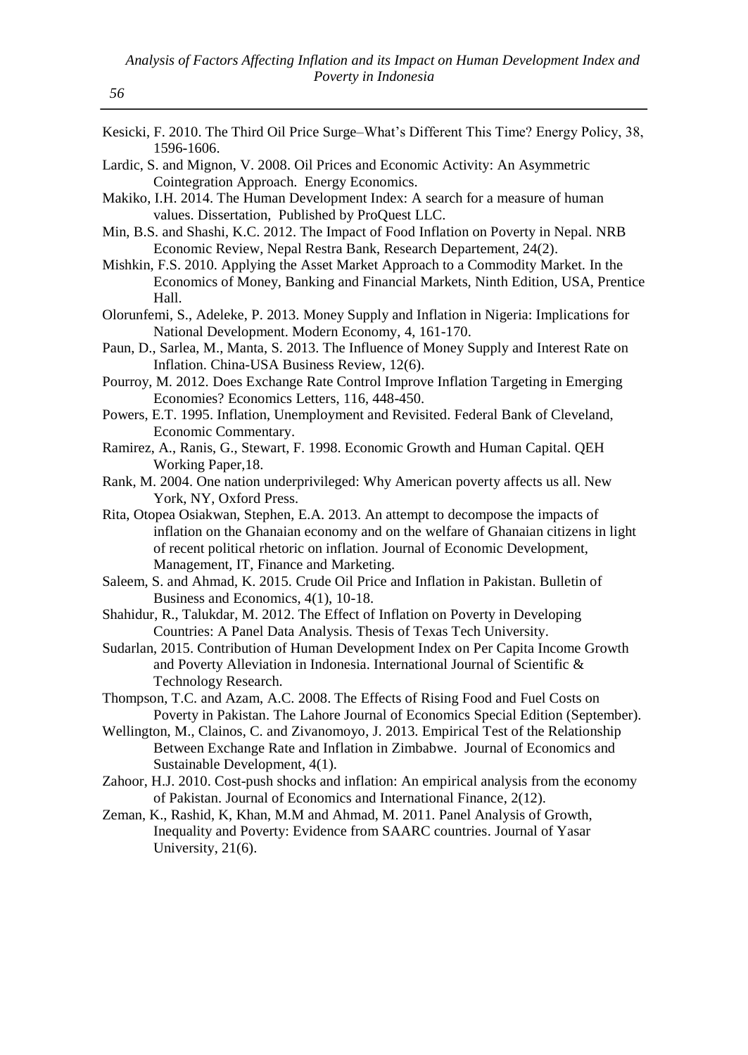Kesicki, F. 2010. The Third Oil Price Surge–What's Different This Time? Energy Policy, 38, 1596-1606.

Lardic, S. and Mignon, V. 2008. Oil Prices and Economic Activity: An Asymmetric Cointegration Approach. Energy Economics.

Makiko, I.H. 2014. The Human Development Index: A search for a measure of human values. Dissertation, Published by ProQuest LLC.

Min, B.S. and Shashi, K.C. 2012. The Impact of Food Inflation on Poverty in Nepal. NRB Economic Review, Nepal Restra Bank, Research Departement, 24(2).

Mishkin, F.S. 2010. Applying the Asset Market Approach to a Commodity Market. In the Economics of Money, Banking and Financial Markets, Ninth Edition, USA, Prentice Hall.

Olorunfemi, S., Adeleke, P. 2013. Money Supply and Inflation in Nigeria: Implications for National Development. Modern Economy, 4, 161-170.

Paun, D., Sarlea, M., Manta, S. 2013. The Influence of Money Supply and Interest Rate on Inflation. China-USA Business Review, 12(6).

Pourroy, M. 2012. Does Exchange Rate Control Improve Inflation Targeting in Emerging Economies? Economics Letters, 116, 448-450.

Powers, E.T. 1995. Inflation, Unemployment and Revisited. Federal Bank of Cleveland, Economic Commentary.

Ramirez, A., Ranis, G., Stewart, F. 1998. Economic Growth and Human Capital. QEH Working Paper,18.

Rank, M. 2004. One nation underprivileged: Why American poverty affects us all. New York, NY, Oxford Press.

Rita, Otopea Osiakwan, Stephen, E.A. 2013. An attempt to decompose the impacts of inflation on the Ghanaian economy and on the welfare of Ghanaian citizens in light of recent political rhetoric on inflation. Journal of Economic Development, Management, IT, Finance and Marketing.

Saleem, S. and Ahmad, K. 2015. Crude Oil Price and Inflation in Pakistan. Bulletin of Business and Economics, 4(1), 10-18.

Shahidur, R., Talukdar, M. 2012. The Effect of Inflation on Poverty in Developing Countries: A Panel Data Analysis. Thesis of Texas Tech University.

Sudarlan, 2015. Contribution of Human Development Index on Per Capita Income Growth and Poverty Alleviation in Indonesia. International Journal of Scientific & Technology Research.

Thompson, T.C. and Azam, A.C. 2008. The Effects of Rising Food and Fuel Costs on Poverty in Pakistan. The Lahore Journal of Economics Special Edition (September).

Wellington, M., Clainos, C. and Zivanomoyo, J. 2013. Empirical Test of the Relationship Between Exchange Rate and Inflation in Zimbabwe. Journal of Economics and Sustainable Development, 4(1).

Zahoor, H.J. 2010. Cost-push shocks and inflation: An empirical analysis from the economy of Pakistan. Journal of Economics and International Finance, 2(12).

Zeman, K., Rashid, K, Khan, M.M and Ahmad, M. 2011. Panel Analysis of Growth, Inequality and Poverty: Evidence from SAARC countries. Journal of Yasar University, 21(6).